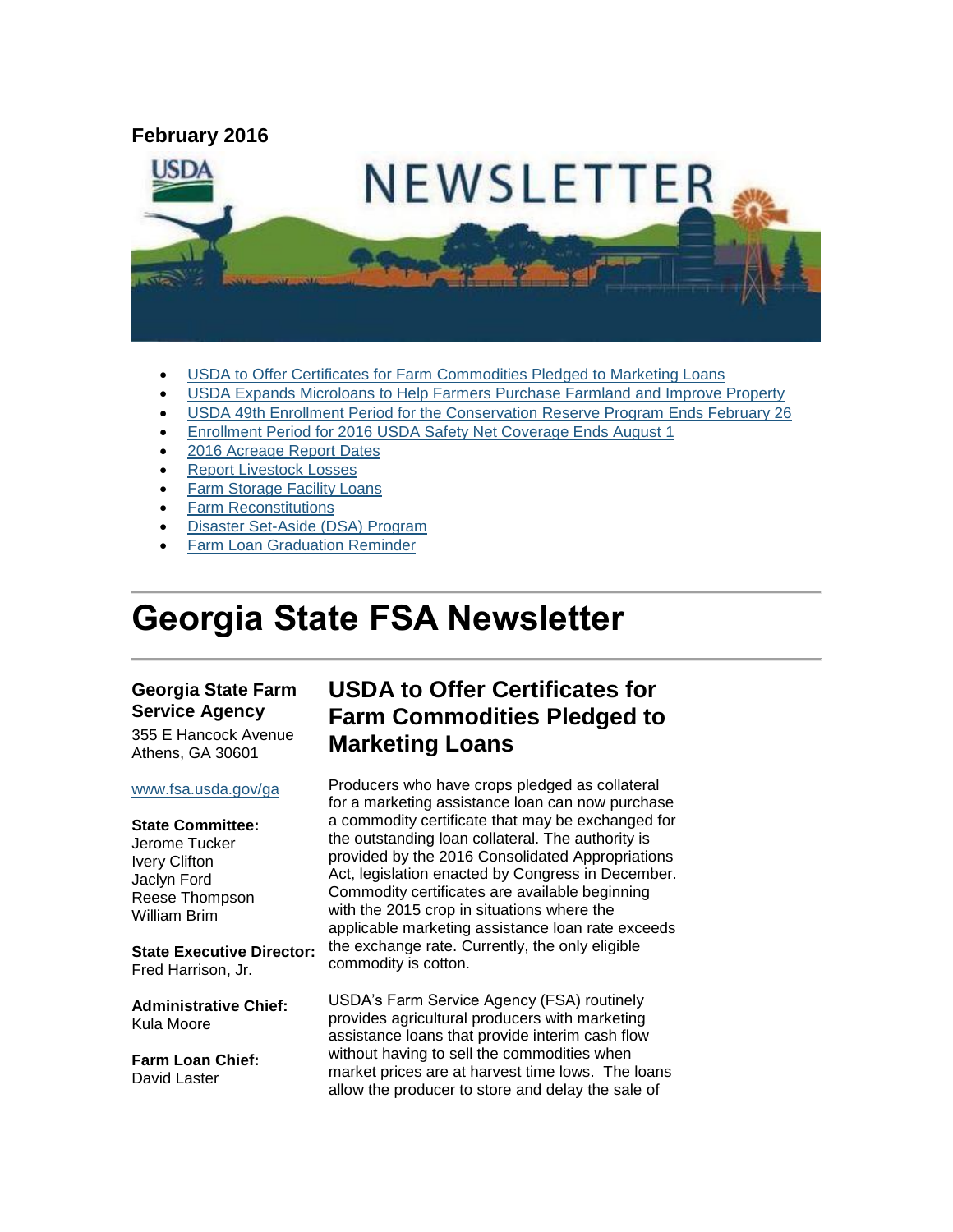**February 2016**

- USDA to Offer Certificates for Farm Commodities Pledged to Marketing Loans
- USDA Expands Microloans to Help Farmers Purchase Farmland and Improve Property
- USDA 49th Enrollment Period for the Conservation Reserve Program Ends February 26
- Enrollment Period for 2016 USDA Safety Net Coverage Ends August 1
- 2016 Acreage Report Dates
- Report Livestock Losses
- Farm Storage Facility Loans
- Farm Reconstitutions
- Disaster Set-Aside (DSA) Program
- Farm Loan Graduation Reminder

# Georgia State FSA Newsletter

**Georgia State Farm Service Agency**
355 E Hancock Avenue
Athens, GA 30601

www.fsa.usda.gov/ga

**State Committee:**
Jerome Tucker
Ivery Clifton
Jaclyn Ford
Reese Thompson
William Brim

**State Executive Director:**
Fred Harrison, Jr.

**Administrative Chief:**
Kula Moore

**Farm Loan Chief:**
David Laster

## USDA to Offer Certificates for Farm Commodities Pledged to Marketing Loans

Producers who have crops pledged as collateral for a marketing assistance loan can now purchase a commodity certificate that may be exchanged for the outstanding loan collateral. The authority is provided by the 2016 Consolidated Appropriations Act, legislation enacted by Congress in December. Commodity certificates are available beginning with the 2015 crop in situations where the applicable marketing assistance loan rate exceeds the exchange rate. Currently, the only eligible commodity is cotton.

USDA's Farm Service Agency (FSA) routinely provides agricultural producers with marketing assistance loans that provide interim cash flow without having to sell the commodities when market prices are at harvest time lows. The loans allow the producer to store and delay the sale of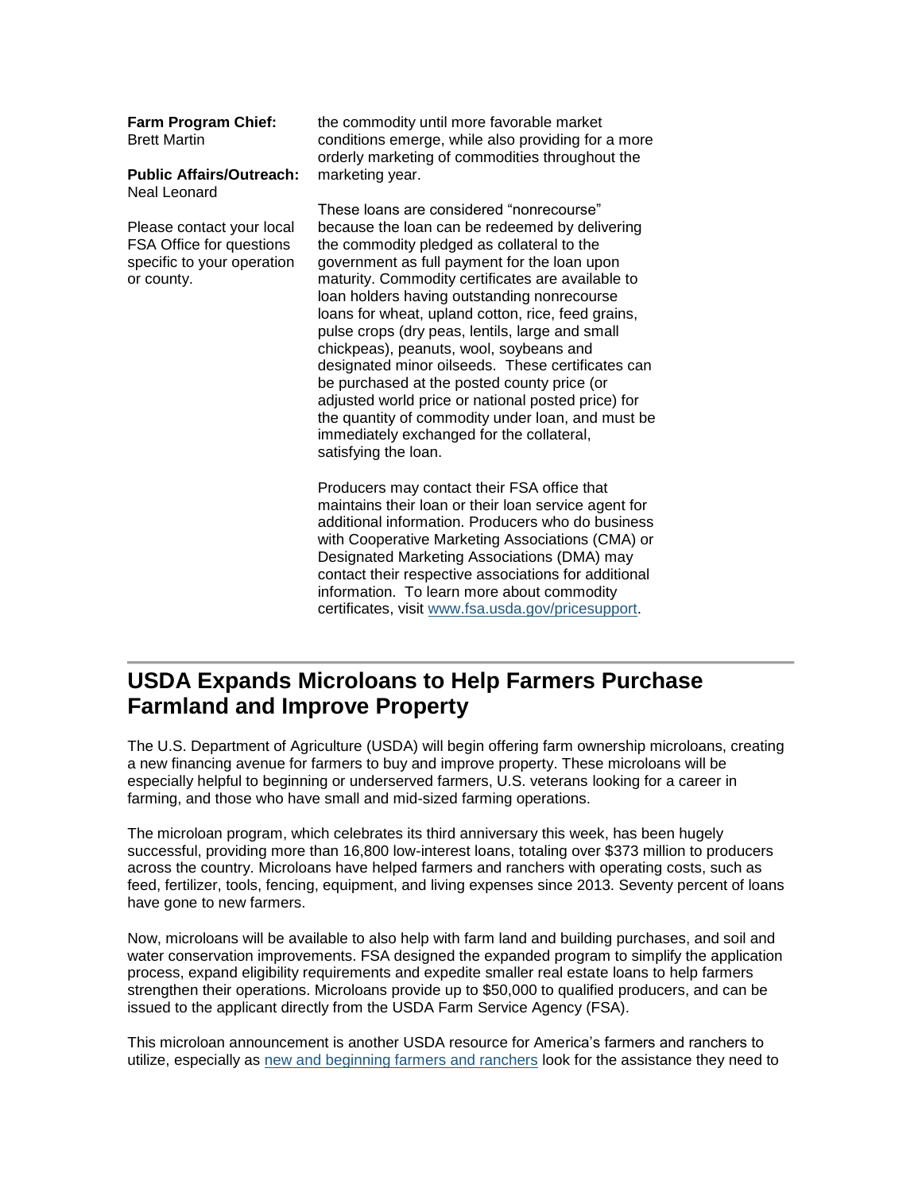**Farm Program Chief:**
Brett Martin

**Public Affairs/Outreach:**
Neal Leonard

Please contact your local FSA Office for questions specific to your operation or county.

the commodity until more favorable market conditions emerge, while also providing for a more orderly marketing of commodities throughout the marketing year.

These loans are considered "nonrecourse" because the loan can be redeemed by delivering the commodity pledged as collateral to the government as full payment for the loan upon maturity. Commodity certificates are available to loan holders having outstanding nonrecourse loans for wheat, upland cotton, rice, feed grains, pulse crops (dry peas, lentils, large and small chickpeas), peanuts, wool, soybeans and designated minor oilseeds. These certificates can be purchased at the posted county price (or adjusted world price or national posted price) for the quantity of commodity under loan, and must be immediately exchanged for the collateral, satisfying the loan.

Producers may contact their FSA office that maintains their loan or their loan service agent for additional information. Producers who do business with Cooperative Marketing Associations (CMA) or Designated Marketing Associations (DMA) may contact their respective associations for additional information. To learn more about commodity certificates, visit [www.fsa.usda.gov/pricesupport](www.fsa.usda.gov/pricesupport).

---

## USDA Expands Microloans to Help Farmers Purchase Farmland and Improve Property

The U.S. Department of Agriculture (USDA) will begin offering farm ownership microloans, creating a new financing avenue for farmers to buy and improve property. These microloans will be especially helpful to beginning or underserved farmers, U.S. veterans looking for a career in farming, and those who have small and mid-sized farming operations.

The microloan program, which celebrates its third anniversary this week, has been hugely successful, providing more than 16,800 low-interest loans, totaling over $373 million to producers across the country. Microloans have helped farmers and ranchers with operating costs, such as feed, fertilizer, tools, fencing, equipment, and living expenses since 2013. Seventy percent of loans have gone to new farmers.

Now, microloans will be available to also help with farm land and building purchases, and soil and water conservation improvements. FSA designed the expanded program to simplify the application process, expand eligibility requirements and expedite smaller real estate loans to help farmers strengthen their operations. Microloans provide up to $50,000 to qualified producers, and can be issued to the applicant directly from the USDA Farm Service Agency (FSA).

This microloan announcement is another USDA resource for America's farmers and ranchers to utilize, especially as new and beginning farmers and ranchers look for the assistance they need to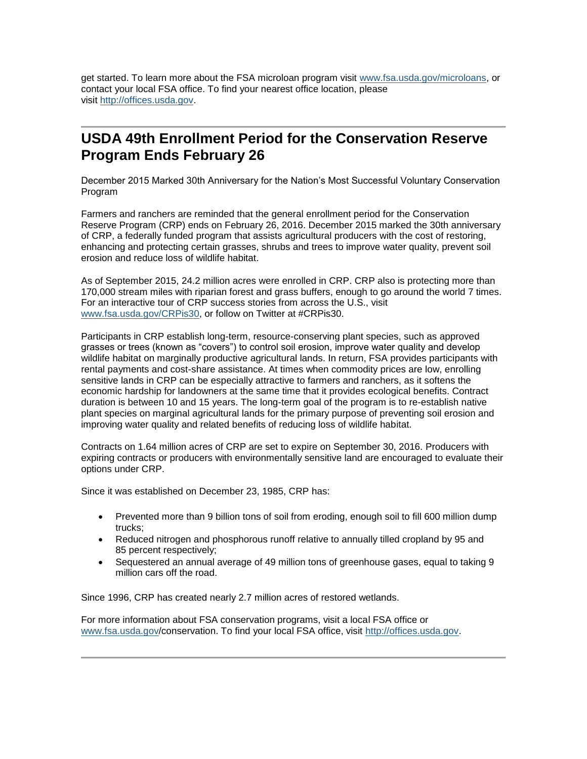get started. To learn more about the FSA microloan program visit [www.fsa.usda.gov/microloans](www.fsa.usda.gov/microloans), or contact your local FSA office. To find your nearest office location, please visit [http://offices.usda.gov](http://offices.usda.gov).

---

## USDA 49th Enrollment Period for the Conservation Reserve Program Ends February 26

December 2015 Marked 30th Anniversary for the Nation's Most Successful Voluntary Conservation Program

Farmers and ranchers are reminded that the general enrollment period for the Conservation Reserve Program (CRP) ends on February 26, 2016. December 2015 marked the 30th anniversary of CRP, a federally funded program that assists agricultural producers with the cost of restoring, enhancing and protecting certain grasses, shrubs and trees to improve water quality, prevent soil erosion and reduce loss of wildlife habitat.

As of September 2015, 24.2 million acres were enrolled in CRP. CRP also is protecting more than 170,000 stream miles with riparian forest and grass buffers, enough to go around the world 7 times. For an interactive tour of CRP success stories from across the U.S., visit [www.fsa.usda.gov/CRPis30](www.fsa.usda.gov/CRPis30), or follow on Twitter at #CRPis30.

Participants in CRP establish long-term, resource-conserving plant species, such as approved grasses or trees (known as "covers") to control soil erosion, improve water quality and develop wildlife habitat on marginally productive agricultural lands. In return, FSA provides participants with rental payments and cost-share assistance. At times when commodity prices are low, enrolling sensitive lands in CRP can be especially attractive to farmers and ranchers, as it softens the economic hardship for landowners at the same time that it provides ecological benefits. Contract duration is between 10 and 15 years. The long-term goal of the program is to re-establish native plant species on marginal agricultural lands for the primary purpose of preventing soil erosion and improving water quality and related benefits of reducing loss of wildlife habitat.

Contracts on 1.64 million acres of CRP are set to expire on September 30, 2016. Producers with expiring contracts or producers with environmentally sensitive land are encouraged to evaluate their options under CRP.

Since it was established on December 23, 1985, CRP has:

- Prevented more than 9 billion tons of soil from eroding, enough soil to fill 600 million dump trucks;
- Reduced nitrogen and phosphorous runoff relative to annually tilled cropland by 95 and 85 percent respectively;
- Sequestered an annual average of 49 million tons of greenhouse gases, equal to taking 9 million cars off the road.

Since 1996, CRP has created nearly 2.7 million acres of restored wetlands.

For more information about FSA conservation programs, visit a local FSA office or [www.fsa.usda.gov](www.fsa.usda.gov)/conservation. To find your local FSA office, visit [http://offices.usda.gov](http://offices.usda.gov).

---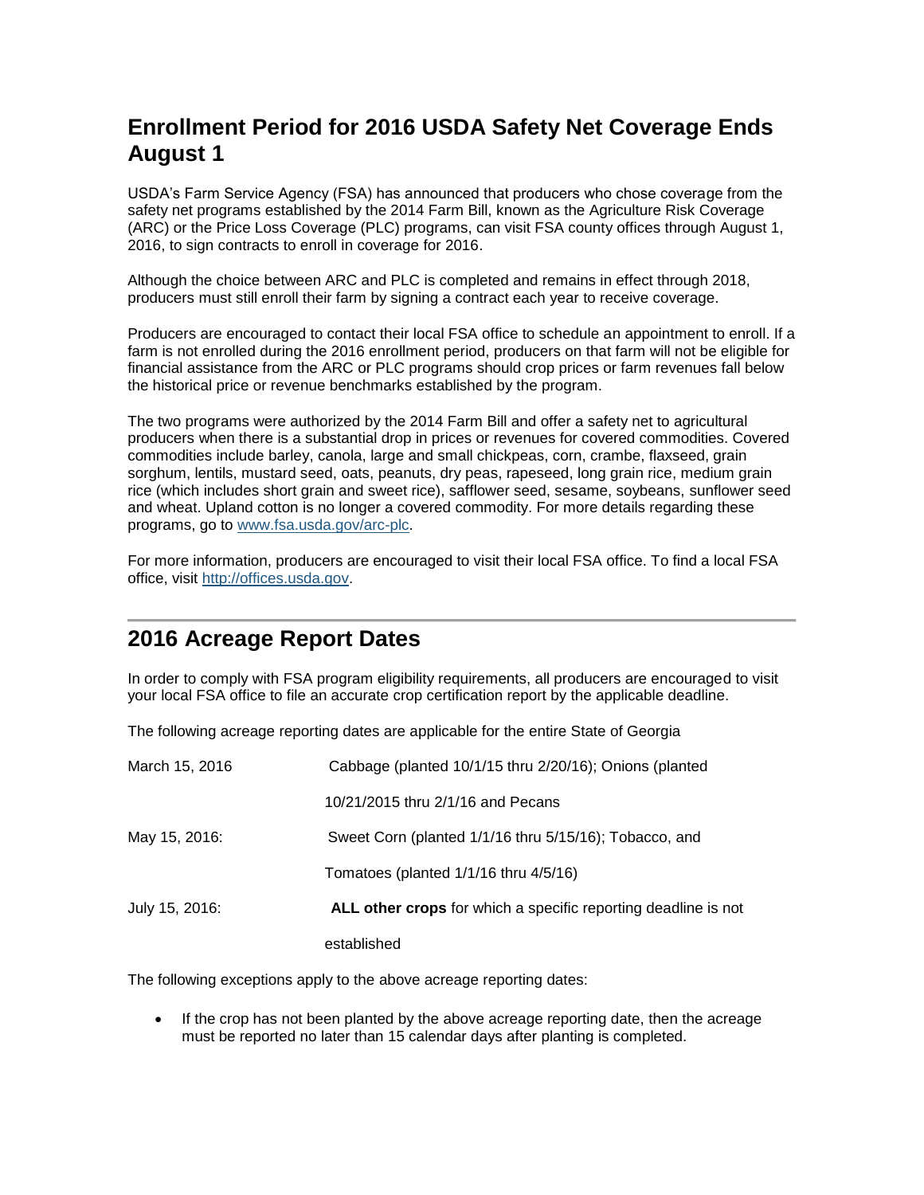## Enrollment Period for 2016 USDA Safety Net Coverage Ends August 1

USDA's Farm Service Agency (FSA) has announced that producers who chose coverage from the safety net programs established by the 2014 Farm Bill, known as the Agriculture Risk Coverage (ARC) or the Price Loss Coverage (PLC) programs, can visit FSA county offices through August 1, 2016, to sign contracts to enroll in coverage for 2016.

Although the choice between ARC and PLC is completed and remains in effect through 2018, producers must still enroll their farm by signing a contract each year to receive coverage.

Producers are encouraged to contact their local FSA office to schedule an appointment to enroll. If a farm is not enrolled during the 2016 enrollment period, producers on that farm will not be eligible for financial assistance from the ARC or PLC programs should crop prices or farm revenues fall below the historical price or revenue benchmarks established by the program.

The two programs were authorized by the 2014 Farm Bill and offer a safety net to agricultural producers when there is a substantial drop in prices or revenues for covered commodities. Covered commodities include barley, canola, large and small chickpeas, corn, crambe, flaxseed, grain sorghum, lentils, mustard seed, oats, peanuts, dry peas, rapeseed, long grain rice, medium grain rice (which includes short grain and sweet rice), safflower seed, sesame, soybeans, sunflower seed and wheat. Upland cotton is no longer a covered commodity. For more details regarding these programs, go to [www.fsa.usda.gov/arc-plc](http://www.fsa.usda.gov/arc-plc).

For more information, producers are encouraged to visit their local FSA office. To find a local FSA office, visit [http://offices.usda.gov](http://offices.usda.gov).

---

## 2016 Acreage Report Dates

In order to comply with FSA program eligibility requirements, all producers are encouraged to visit your local FSA office to file an accurate crop certification report by the applicable deadline.

The following acreage reporting dates are applicable for the entire State of Georgia

| | |
|---|---|
| March 15, 2016 | Cabbage (planted 10/1/15 thru 2/20/16); Onions (planted 10/21/2015 thru 2/1/16 and Pecans |
| May 15, 2016: | Sweet Corn (planted 1/1/16 thru 5/15/16); Tobacco, and Tomatoes (planted 1/1/16 thru 4/5/16) |
| July 15, 2016: | **ALL other crops** for which a specific reporting deadline is not established |

The following exceptions apply to the above acreage reporting dates:

- If the crop has not been planted by the above acreage reporting date, then the acreage must be reported no later than 15 calendar days after planting is completed.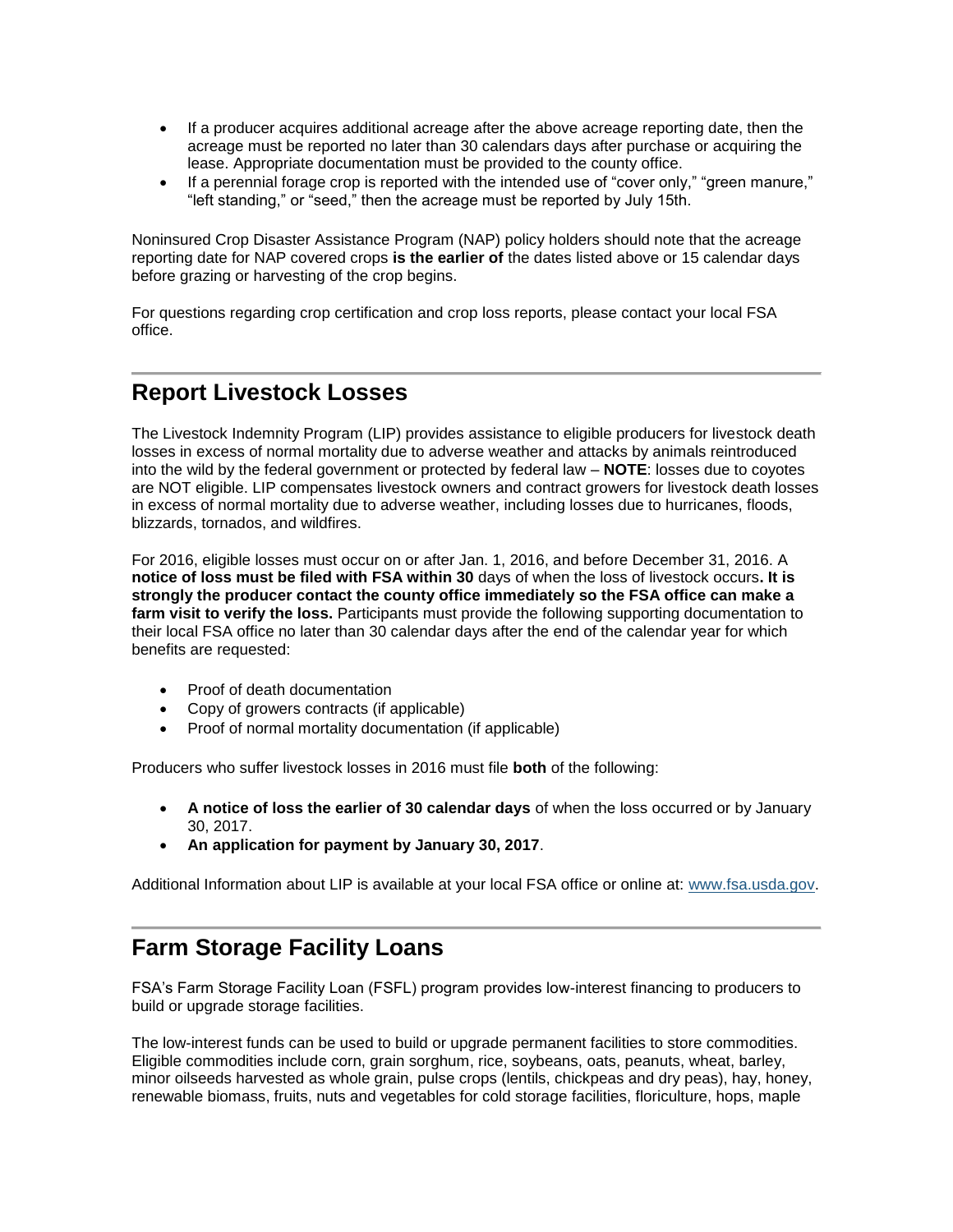- If a producer acquires additional acreage after the above acreage reporting date, then the acreage must be reported no later than 30 calendars days after purchase or acquiring the lease. Appropriate documentation must be provided to the county office.
- If a perennial forage crop is reported with the intended use of "cover only," "green manure," "left standing," or "seed," then the acreage must be reported by July 15th.

Noninsured Crop Disaster Assistance Program (NAP) policy holders should note that the acreage reporting date for NAP covered crops **is the earlier of** the dates listed above or 15 calendar days before grazing or harvesting of the crop begins.

For questions regarding crop certification and crop loss reports, please contact your local FSA office.

## Report Livestock Losses

The Livestock Indemnity Program (LIP) provides assistance to eligible producers for livestock death losses in excess of normal mortality due to adverse weather and attacks by animals reintroduced into the wild by the federal government or protected by federal law – **NOTE**: losses due to coyotes are NOT eligible. LIP compensates livestock owners and contract growers for livestock death losses in excess of normal mortality due to adverse weather, including losses due to hurricanes, floods, blizzards, tornados, and wildfires.

For 2016, eligible losses must occur on or after Jan. 1, 2016, and before December 31, 2016. A **notice of loss must be filed with FSA within 30** days of when the loss of livestock occurs**. It is strongly the producer contact the county office immediately so the FSA office can make a farm visit to verify the loss.** Participants must provide the following supporting documentation to their local FSA office no later than 30 calendar days after the end of the calendar year for which benefits are requested:

- Proof of death documentation
- Copy of growers contracts (if applicable)
- Proof of normal mortality documentation (if applicable)

Producers who suffer livestock losses in 2016 must file **both** of the following:

- **A notice of loss the earlier of 30 calendar days** of when the loss occurred or by January 30, 2017.
- **An application for payment by January 30, 2017**.

Additional Information about LIP is available at your local FSA office or online at: www.fsa.usda.gov.

## Farm Storage Facility Loans

FSA's Farm Storage Facility Loan (FSFL) program provides low-interest financing to producers to build or upgrade storage facilities.

The low-interest funds can be used to build or upgrade permanent facilities to store commodities. Eligible commodities include corn, grain sorghum, rice, soybeans, oats, peanuts, wheat, barley, minor oilseeds harvested as whole grain, pulse crops (lentils, chickpeas and dry peas), hay, honey, renewable biomass, fruits, nuts and vegetables for cold storage facilities, floriculture, hops, maple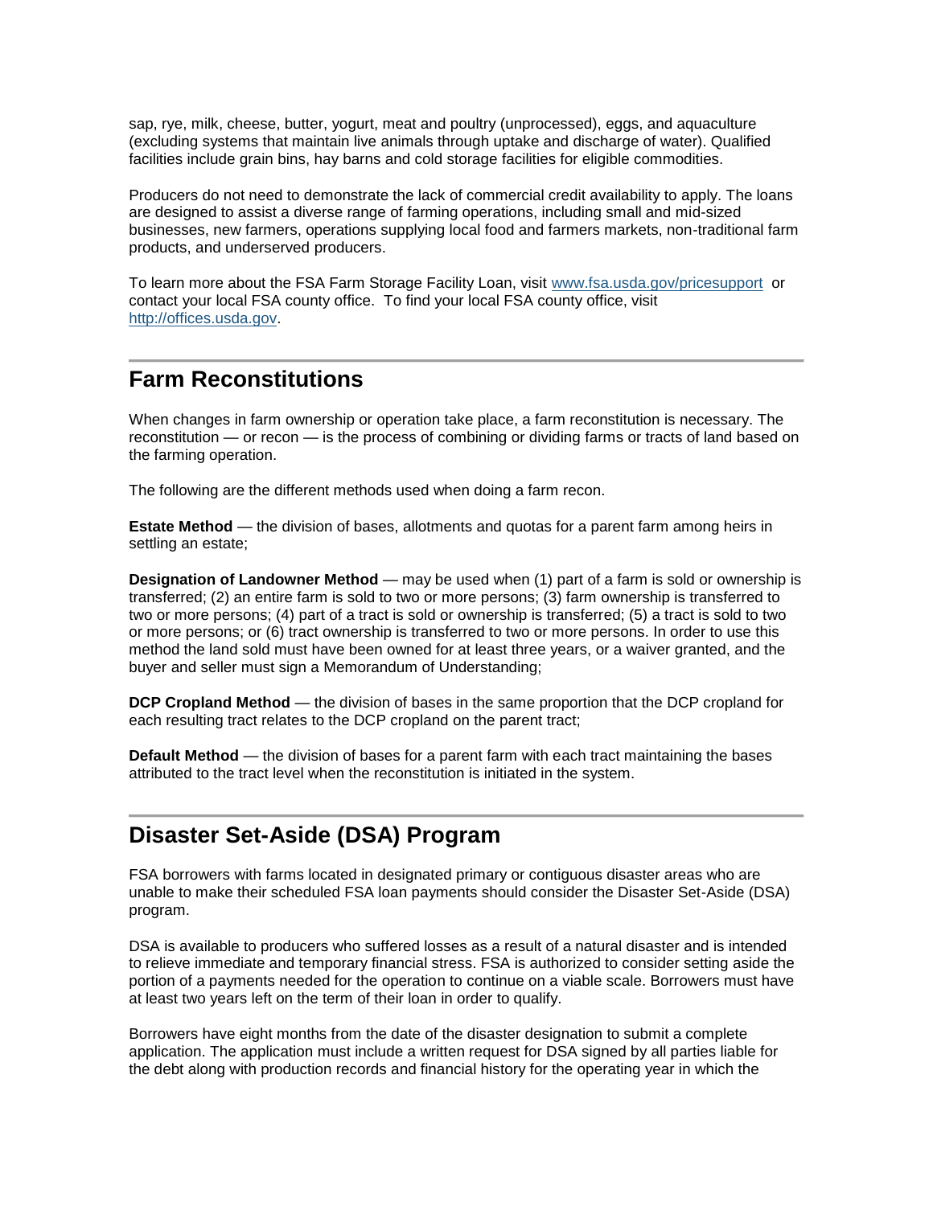sap, rye, milk, cheese, butter, yogurt, meat and poultry (unprocessed), eggs, and aquaculture (excluding systems that maintain live animals through uptake and discharge of water). Qualified facilities include grain bins, hay barns and cold storage facilities for eligible commodities.

Producers do not need to demonstrate the lack of commercial credit availability to apply. The loans are designed to assist a diverse range of farming operations, including small and mid-sized businesses, new farmers, operations supplying local food and farmers markets, non-traditional farm products, and underserved producers.

To learn more about the FSA Farm Storage Facility Loan, visit [www.fsa.usda.gov/pricesupport](www.fsa.usda.gov/pricesupport) or contact your local FSA county office. To find your local FSA county office, visit [http://offices.usda.gov](http://offices.usda.gov).

---

## Farm Reconstitutions

When changes in farm ownership or operation take place, a farm reconstitution is necessary. The reconstitution — or recon — is the process of combining or dividing farms or tracts of land based on the farming operation.

The following are the different methods used when doing a farm recon.

**Estate Method** — the division of bases, allotments and quotas for a parent farm among heirs in settling an estate;

**Designation of Landowner Method** — may be used when (1) part of a farm is sold or ownership is transferred; (2) an entire farm is sold to two or more persons; (3) farm ownership is transferred to two or more persons; (4) part of a tract is sold or ownership is transferred; (5) a tract is sold to two or more persons; or (6) tract ownership is transferred to two or more persons. In order to use this method the land sold must have been owned for at least three years, or a waiver granted, and the buyer and seller must sign a Memorandum of Understanding;

**DCP Cropland Method** — the division of bases in the same proportion that the DCP cropland for each resulting tract relates to the DCP cropland on the parent tract;

**Default Method** — the division of bases for a parent farm with each tract maintaining the bases attributed to the tract level when the reconstitution is initiated in the system.

---

## Disaster Set-Aside (DSA) Program

FSA borrowers with farms located in designated primary or contiguous disaster areas who are unable to make their scheduled FSA loan payments should consider the Disaster Set-Aside (DSA) program.

DSA is available to producers who suffered losses as a result of a natural disaster and is intended to relieve immediate and temporary financial stress. FSA is authorized to consider setting aside the portion of a payments needed for the operation to continue on a viable scale. Borrowers must have at least two years left on the term of their loan in order to qualify.

Borrowers have eight months from the date of the disaster designation to submit a complete application. The application must include a written request for DSA signed by all parties liable for the debt along with production records and financial history for the operating year in which the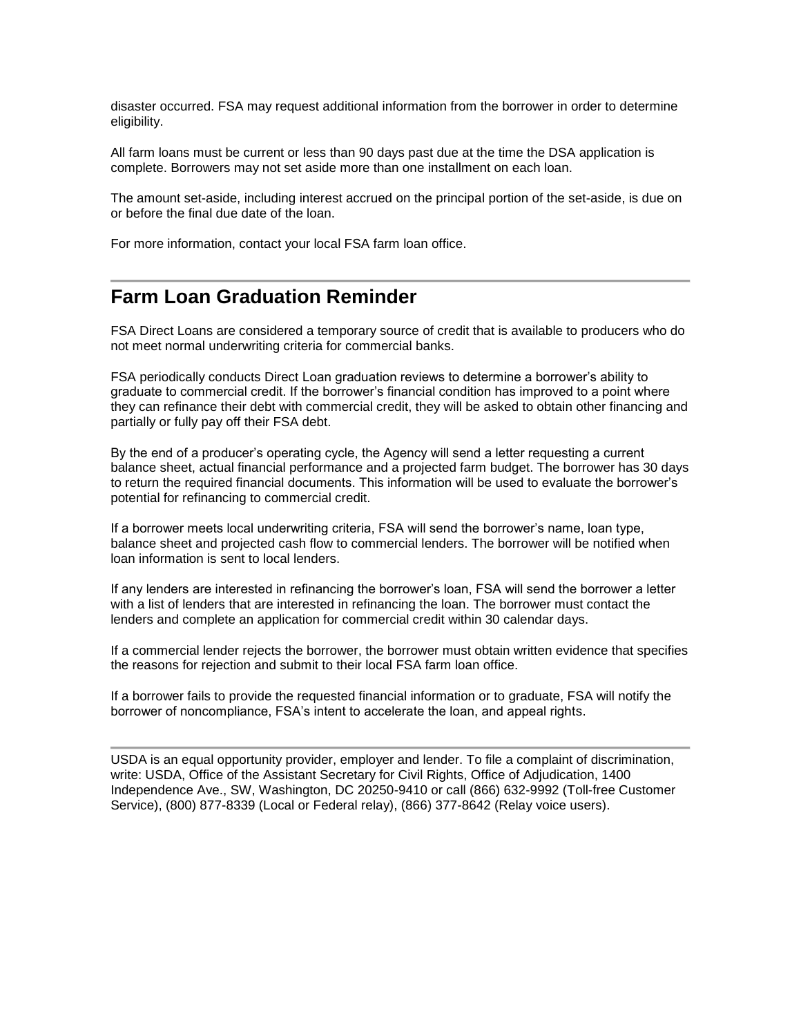disaster occurred. FSA may request additional information from the borrower in order to determine eligibility.

All farm loans must be current or less than 90 days past due at the time the DSA application is complete. Borrowers may not set aside more than one installment on each loan.

The amount set-aside, including interest accrued on the principal portion of the set-aside, is due on or before the final due date of the loan.

For more information, contact your local FSA farm loan office.

## Farm Loan Graduation Reminder

FSA Direct Loans are considered a temporary source of credit that is available to producers who do not meet normal underwriting criteria for commercial banks.

FSA periodically conducts Direct Loan graduation reviews to determine a borrower's ability to graduate to commercial credit. If the borrower's financial condition has improved to a point where they can refinance their debt with commercial credit, they will be asked to obtain other financing and partially or fully pay off their FSA debt.

By the end of a producer's operating cycle, the Agency will send a letter requesting a current balance sheet, actual financial performance and a projected farm budget. The borrower has 30 days to return the required financial documents. This information will be used to evaluate the borrower's potential for refinancing to commercial credit.

If a borrower meets local underwriting criteria, FSA will send the borrower's name, loan type, balance sheet and projected cash flow to commercial lenders. The borrower will be notified when loan information is sent to local lenders.

If any lenders are interested in refinancing the borrower's loan, FSA will send the borrower a letter with a list of lenders that are interested in refinancing the loan. The borrower must contact the lenders and complete an application for commercial credit within 30 calendar days.

If a commercial lender rejects the borrower, the borrower must obtain written evidence that specifies the reasons for rejection and submit to their local FSA farm loan office.

If a borrower fails to provide the requested financial information or to graduate, FSA will notify the borrower of noncompliance, FSA's intent to accelerate the loan, and appeal rights.

---

USDA is an equal opportunity provider, employer and lender. To file a complaint of discrimination, write: USDA, Office of the Assistant Secretary for Civil Rights, Office of Adjudication, 1400 Independence Ave., SW, Washington, DC 20250-9410 or call (866) 632-9992 (Toll-free Customer Service), (800) 877-8339 (Local or Federal relay), (866) 377-8642 (Relay voice users).